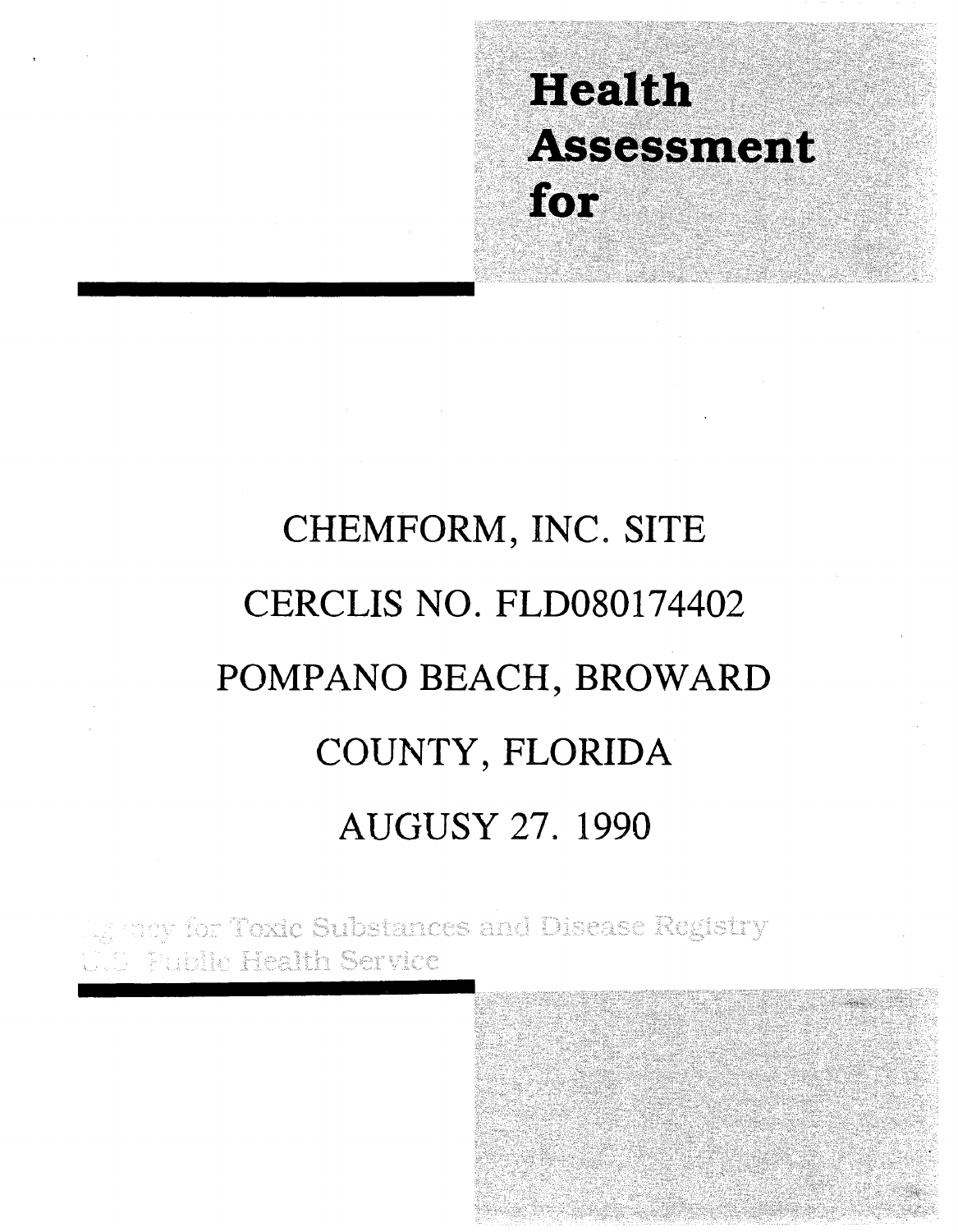# Health Assessment for

CHEMFORM, INC. SITE

CERCLIS NO. FLD080174402

POMPANO BEACH, BROWARD

COUNTY, FLORIDA

AUGUSY 27. 1990

Agency for Toxic Substances and Disease Registry
U.S. Public Health Service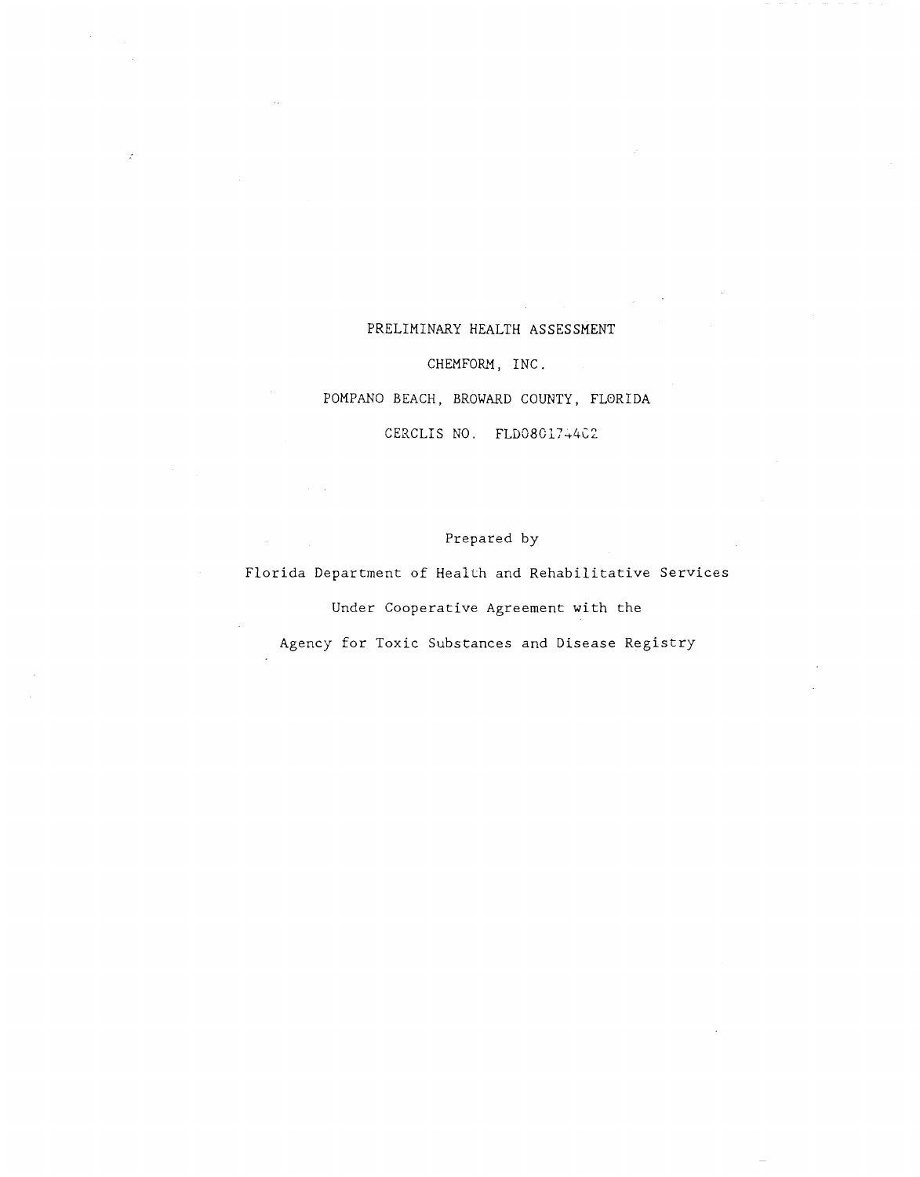# PRELIMINARY HEALTH ASSESSMENT

## CHEMFORM, INC.

## POMPANO BEACH, BROWARD COUNTY, FLORIDA

## CERCLIS NO. FLD080174402

Prepared by

Florida Department of Health and Rehabilitative Services

Under Cooperative Agreement with the

Agency for Toxic Substances and Disease Registry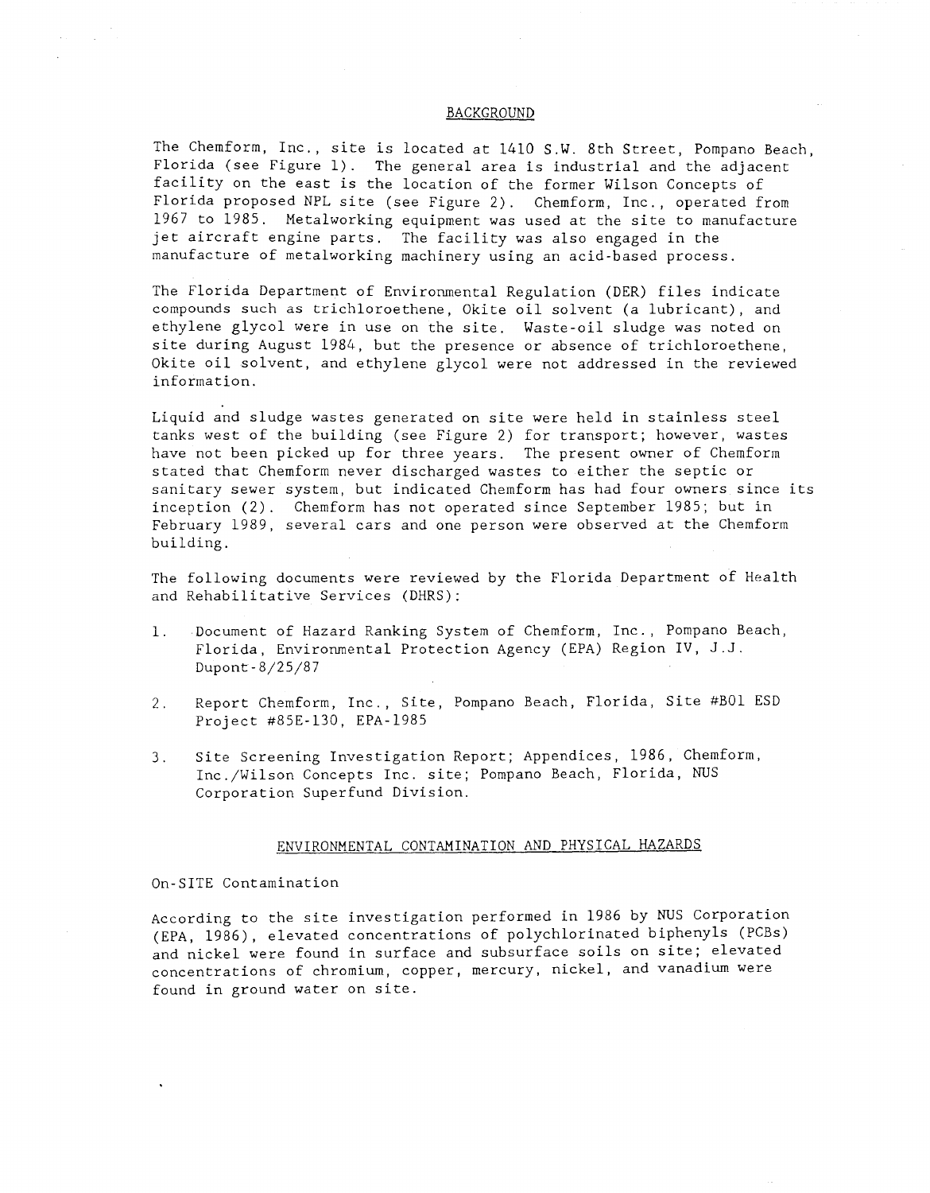## BACKGROUND

The Chemform, Inc., site is located at 1410 S.W. 8th Street, Pompano Beach, Florida (see Figure 1). The general area is industrial and the adjacent facility on the east is the location of the former Wilson Concepts of Florida proposed NPL site (see Figure 2). Chemform, Inc., operated from 1967 to 1985. Metalworking equipment was used at the site to manufacture jet aircraft engine parts. The facility was also engaged in the manufacture of metalworking machinery using an acid-based process.

The Florida Department of Environmental Regulation (DER) files indicate compounds such as trichloroethene, Okite oil solvent (a lubricant), and ethylene glycol were in use on the site. Waste-oil sludge was noted on site during August 1984, but the presence or absence of trichloroethene, Okite oil solvent, and ethylene glycol were not addressed in the reviewed information.

Liquid and sludge wastes generated on site were held in stainless steel tanks west of the building (see Figure 2) for transport; however, wastes have not been picked up for three years. The present owner of Chemform stated that Chemform never discharged wastes to either the septic or sanitary sewer system, but indicated Chemform has had four owners since its inception (2). Chemform has not operated since September 1985; but in February 1989, several cars and one person were observed at the Chemform building.

The following documents were reviewed by the Florida Department of Health and Rehabilitative Services (DHRS):

1. Document of Hazard Ranking System of Chemform, Inc., Pompano Beach, Florida, Environmental Protection Agency (EPA) Region IV, J.J. Dupont-8/25/87

2. Report Chemform, Inc., Site, Pompano Beach, Florida, Site #B01 ESD Project #85E-130, EPA-1985

3. Site Screening Investigation Report; Appendices, 1986, Chemform, Inc./Wilson Concepts Inc. site; Pompano Beach, Florida, NUS Corporation Superfund Division.

## ENVIRONMENTAL CONTAMINATION AND PHYSICAL HAZARDS

### On-SITE Contamination

According to the site investigation performed in 1986 by NUS Corporation (EPA, 1986), elevated concentrations of polychlorinated biphenyls (PCBs) and nickel were found in surface and subsurface soils on site; elevated concentrations of chromium, copper, mercury, nickel, and vanadium were found in ground water on site.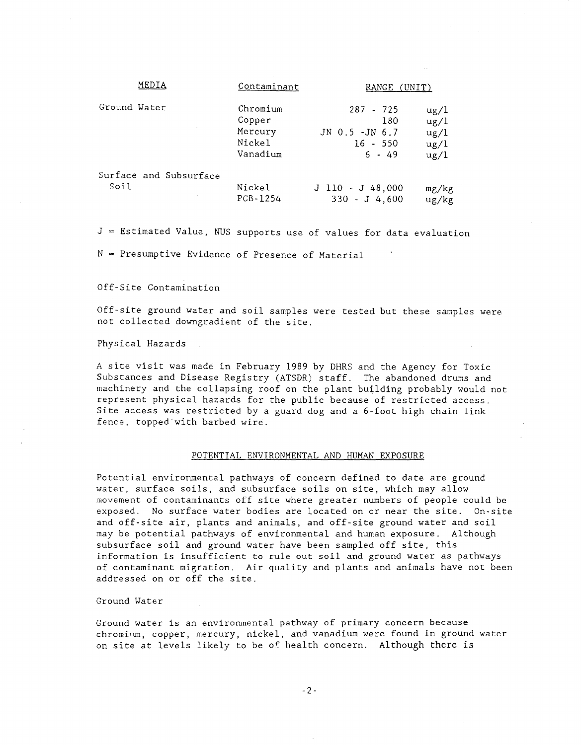| MEDIA | Contaminant | RANGE (UNIT) | |
|---|---|---|---|
| Ground Water | Chromium | 287 - 725 | ug/l |
| | Copper | 180 | ug/l |
| | Mercury | JN 0.5 -JN 6.7 | ug/l |
| | Nickel | 16 - 550 | ug/l |
| | Vanadium | 6 - 49 | ug/l |
| Surface and Subsurface Soil | Nickel | J 110 - J 48,000 | mg/kg |
| | PCB-1254 | 330 - J 4,600 | ug/kg |

J = Estimated Value, NUS supports use of values for data evaluation

N = Presumptive Evidence of Presence of Material

Off-Site Contamination

Off-site ground water and soil samples were tested but these samples were not collected downgradient of the site.

Physical Hazards

A site visit was made in February 1989 by DHRS and the Agency for Toxic Substances and Disease Registry (ATSDR) staff. The abandoned drums and machinery and the collapsing roof on the plant building probably would not represent physical hazards for the public because of restricted access. Site access was restricted by a guard dog and a 6-foot high chain link fence, topped with barbed wire.

## POTENTIAL ENVIRONMENTAL AND HUMAN EXPOSURE

Potential environmental pathways of concern defined to date are ground water, surface soils, and subsurface soils on site, which may allow movement of contaminants off site where greater numbers of people could be exposed. No surface water bodies are located on or near the site. On-site and off-site air, plants and animals, and off-site ground water and soil may be potential pathways of environmental and human exposure. Although subsurface soil and ground water have been sampled off site, this information is insufficient to rule out soil and ground water as pathways of contaminant migration. Air quality and plants and animals have not been addressed on or off the site.

Ground Water

Ground water is an environmental pathway of primary concern because chromium, copper, mercury, nickel, and vanadium were found in ground water on site at levels likely to be of health concern. Although there is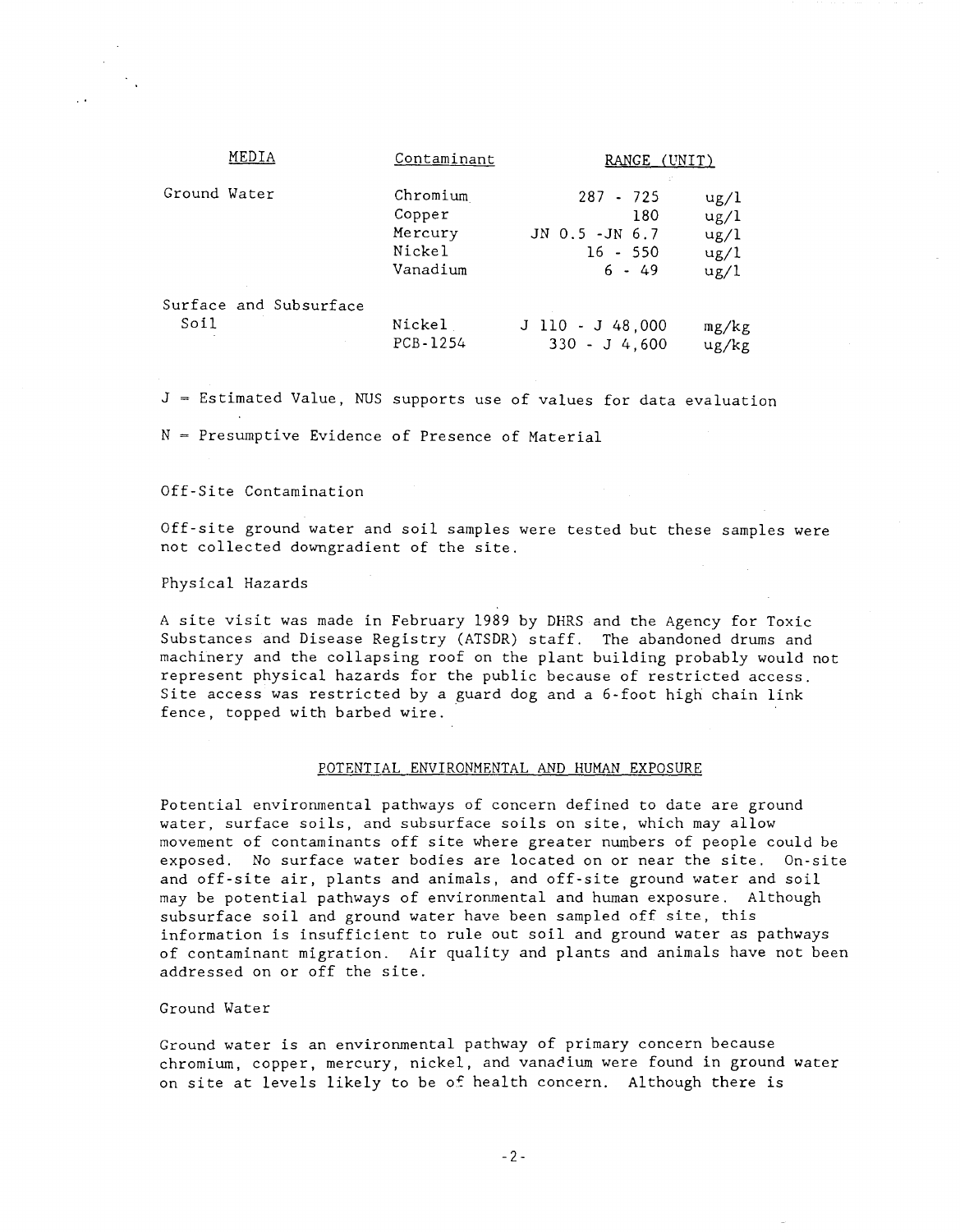| MEDIA | Contaminant | RANGE (UNIT) | |
|---|---|---|---|
| Ground Water | Chromium | 287 - 725 | ug/l |
| | Copper | 180 | ug/l |
| | Mercury | JN 0.5 -JN 6.7 | ug/l |
| | Nickel | 16 - 550 | ug/l |
| | Vanadium | 6 - 49 | ug/l |
| Surface and Subsurface Soil | Nickel | J 110 - J 48,000 | mg/kg |
| | PCB-1254 | 330 - J 4,600 | ug/kg |

J = Estimated Value, NUS supports use of values for data evaluation

N = Presumptive Evidence of Presence of Material

Off-Site Contamination

Off-site ground water and soil samples were tested but these samples were not collected downgradient of the site.

Physical Hazards

A site visit was made in February 1989 by DHRS and the Agency for Toxic Substances and Disease Registry (ATSDR) staff. The abandoned drums and machinery and the collapsing roof on the plant building probably would not represent physical hazards for the public because of restricted access. Site access was restricted by a guard dog and a 6-foot high chain link fence, topped with barbed wire.

## POTENTIAL ENVIRONMENTAL AND HUMAN EXPOSURE

Potential environmental pathways of concern defined to date are ground water, surface soils, and subsurface soils on site, which may allow movement of contaminants off site where greater numbers of people could be exposed. No surface water bodies are located on or near the site. On-site and off-site air, plants and animals, and off-site ground water and soil may be potential pathways of environmental and human exposure. Although subsurface soil and ground water have been sampled off site, this information is insufficient to rule out soil and ground water as pathways of contaminant migration. Air quality and plants and animals have not been addressed on or off the site.

Ground Water

Ground water is an environmental pathway of primary concern because chromium, copper, mercury, nickel, and vanadium were found in ground water on site at levels likely to be of health concern. Although there is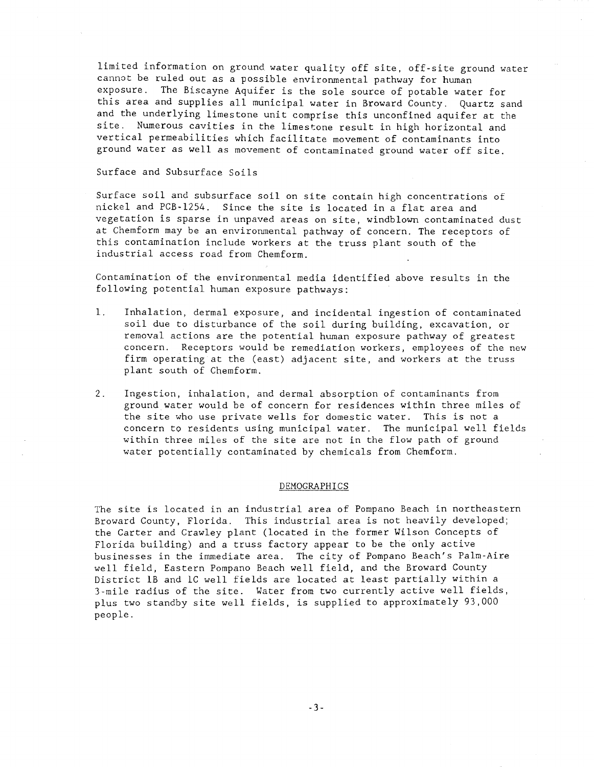limited information on ground water quality off site, off-site ground water cannot be ruled out as a possible environmental pathway for human exposure. The Biscayne Aquifer is the sole source of potable water for this area and supplies all municipal water in Broward County. Quartz sand and the underlying limestone unit comprise this unconfined aquifer at the site. Numerous cavities in the limestone result in high horizontal and vertical permeabilities which facilitate movement of contaminants into ground water as well as movement of contaminated ground water off site.

Surface and Subsurface Soils

Surface soil and subsurface soil on site contain high concentrations of nickel and PCB-1254. Since the site is located in a flat area and vegetation is sparse in unpaved areas on site, windblown contaminated dust at Chemform may be an environmental pathway of concern. The receptors of this contamination include workers at the truss plant south of the industrial access road from Chemform.

Contamination of the environmental media identified above results in the following potential human exposure pathways:

1. Inhalation, dermal exposure, and incidental ingestion of contaminated soil due to disturbance of the soil during building, excavation, or removal actions are the potential human exposure pathway of greatest concern. Receptors would be remediation workers, employees of the new firm operating at the (east) adjacent site, and workers at the truss plant south of Chemform.

2. Ingestion, inhalation, and dermal absorption of contaminants from ground water would be of concern for residences within three miles of the site who use private wells for domestic water. This is not a concern to residents using municipal water. The municipal well fields within three miles of the site are not in the flow path of ground water potentially contaminated by chemicals from Chemform.

## DEMOGRAPHICS

The site is located in an industrial area of Pompano Beach in northeastern Broward County, Florida. This industrial area is not heavily developed; the Carter and Crawley plant (located in the former Wilson Concepts of Florida building) and a truss factory appear to be the only active businesses in the immediate area. The city of Pompano Beach's Palm-Aire well field, Eastern Pompano Beach well field, and the Broward County District 1B and 1C well fields are located at least partially within a 3-mile radius of the site. Water from two currently active well fields, plus two standby site well fields, is supplied to approximately 93,000 people.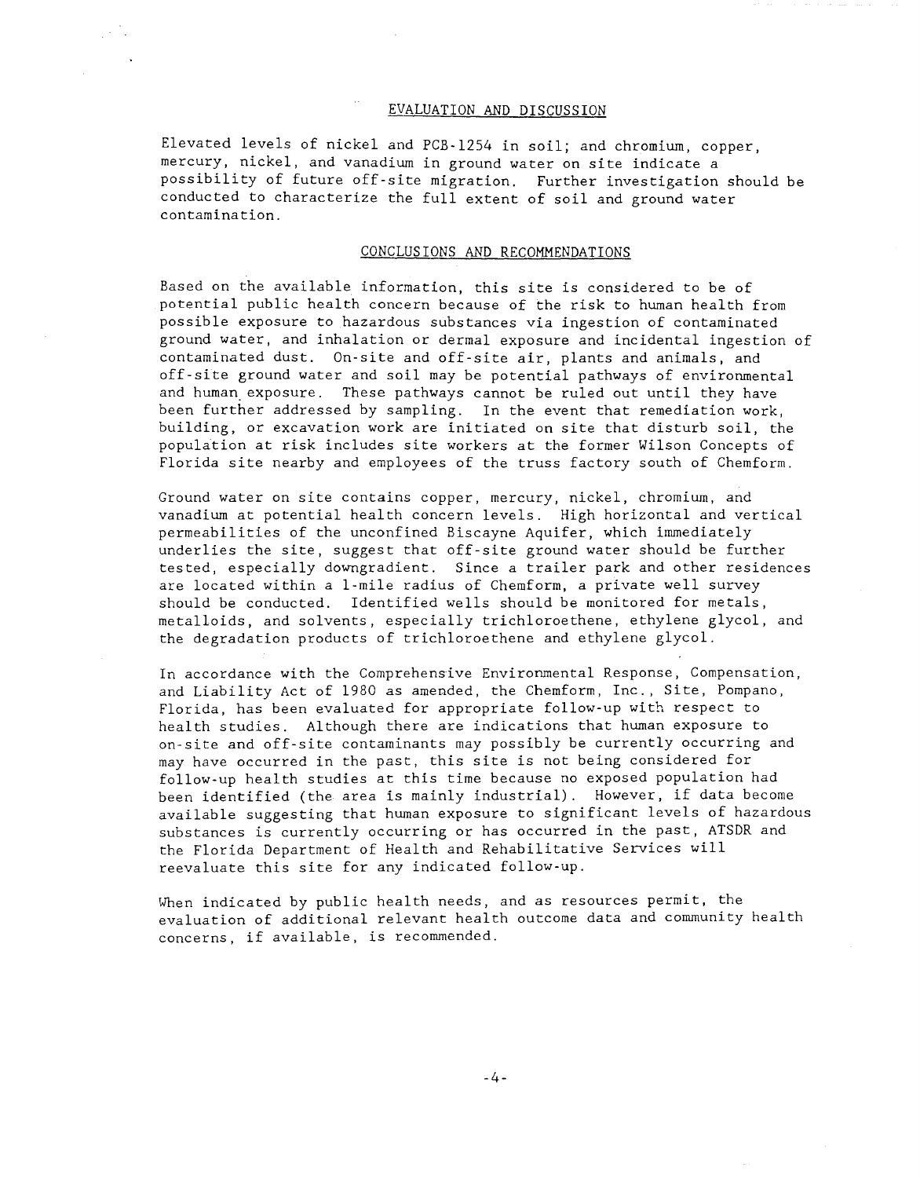## EVALUATION AND DISCUSSION

Elevated levels of nickel and PCB-1254 in soil; and chromium, copper, mercury, nickel, and vanadium in ground water on site indicate a possibility of future off-site migration. Further investigation should be conducted to characterize the full extent of soil and ground water contamination.

## CONCLUSIONS AND RECOMMENDATIONS

Based on the available information, this site is considered to be of potential public health concern because of the risk to human health from possible exposure to hazardous substances via ingestion of contaminated ground water, and inhalation or dermal exposure and incidental ingestion of contaminated dust. On-site and off-site air, plants and animals, and off-site ground water and soil may be potential pathways of environmental and human exposure. These pathways cannot be ruled out until they have been further addressed by sampling. In the event that remediation work, building, or excavation work are initiated on site that disturb soil, the population at risk includes site workers at the former Wilson Concepts of Florida site nearby and employees of the truss factory south of Chemform.

Ground water on site contains copper, mercury, nickel, chromium, and vanadium at potential health concern levels. High horizontal and vertical permeabilities of the unconfined Biscayne Aquifer, which immediately underlies the site, suggest that off-site ground water should be further tested, especially downgradient. Since a trailer park and other residences are located within a 1-mile radius of Chemform, a private well survey should be conducted. Identified wells should be monitored for metals, metalloids, and solvents, especially trichloroethene, ethylene glycol, and the degradation products of trichloroethene and ethylene glycol.

In accordance with the Comprehensive Environmental Response, Compensation, and Liability Act of 1980 as amended, the Chemform, Inc., Site, Pompano, Florida, has been evaluated for appropriate follow-up with respect to health studies. Although there are indications that human exposure to on-site and off-site contaminants may possibly be currently occurring and may have occurred in the past, this site is not being considered for follow-up health studies at this time because no exposed population had been identified (the area is mainly industrial). However, if data become available suggesting that human exposure to significant levels of hazardous substances is currently occurring or has occurred in the past, ATSDR and the Florida Department of Health and Rehabilitative Services will reevaluate this site for any indicated follow-up.

When indicated by public health needs, and as resources permit, the evaluation of additional relevant health outcome data and community health concerns, if available, is recommended.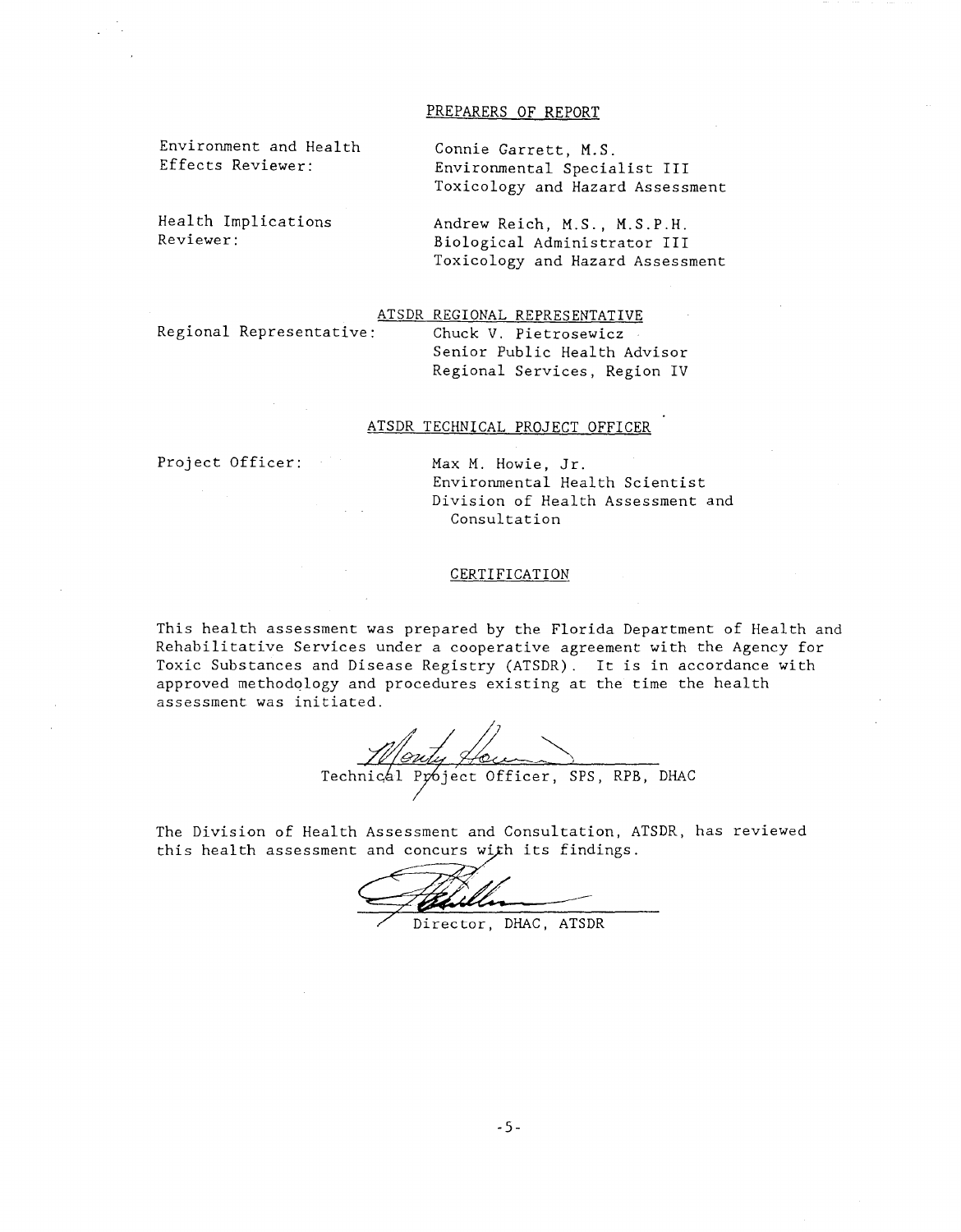## PREPARERS OF REPORT

| | |
|---|---|
| Environment and Health Effects Reviewer: | Connie Garrett, M.S.<br>Environmental Specialist III<br>Toxicology and Hazard Assessment |
| Health Implications Reviewer: | Andrew Reich, M.S., M.S.P.H.<br>Biological Administrator III<br>Toxicology and Hazard Assessment |

## ATSDR REGIONAL REPRESENTATIVE

| | |
|---|---|
| Regional Representative: | Chuck V. Pietrosewicz<br>Senior Public Health Advisor<br>Regional Services, Region IV |

## ATSDR TECHNICAL PROJECT OFFICER

| | |
|---|---|
| Project Officer: | Max M. Howie, Jr.<br>Environmental Health Scientist<br>Division of Health Assessment and Consultation |

## CERTIFICATION

This health assessment was prepared by the Florida Department of Health and Rehabilitative Services under a cooperative agreement with the Agency for Toxic Substances and Disease Registry (ATSDR). It is in accordance with approved methodology and procedures existing at the time the health assessment was initiated.

Technical Project Officer, SPS, RPB, DHAC

The Division of Health Assessment and Consultation, ATSDR, has reviewed this health assessment and concurs with its findings.

Director, DHAC, ATSDR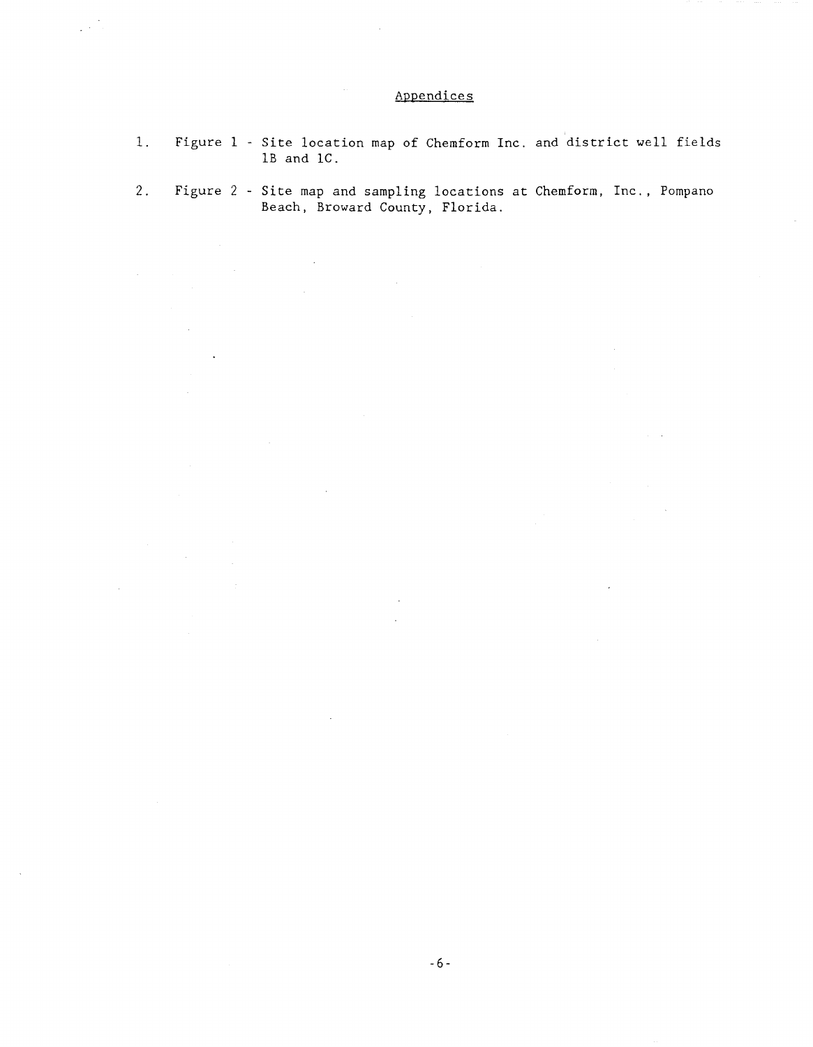## Appendices

1. Figure 1 - Site location map of Chemform Inc. and district well fields 1B and 1C.

2. Figure 2 - Site map and sampling locations at Chemform, Inc., Pompano Beach, Broward County, Florida.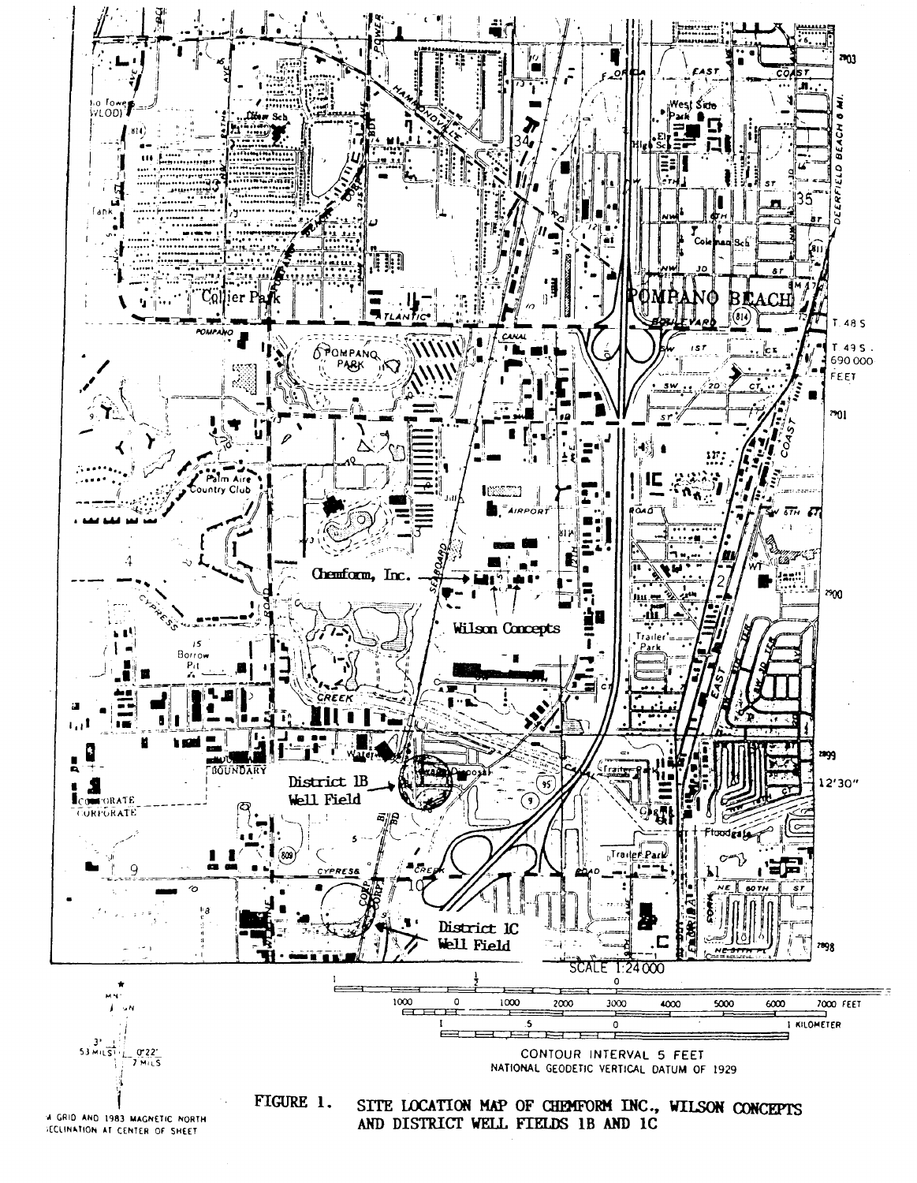FIGURE 1. SITE LOCATION MAP OF CHEMFORM INC., WILSON CONCEPTS AND DISTRICT WELL FIELDS 1B AND 1C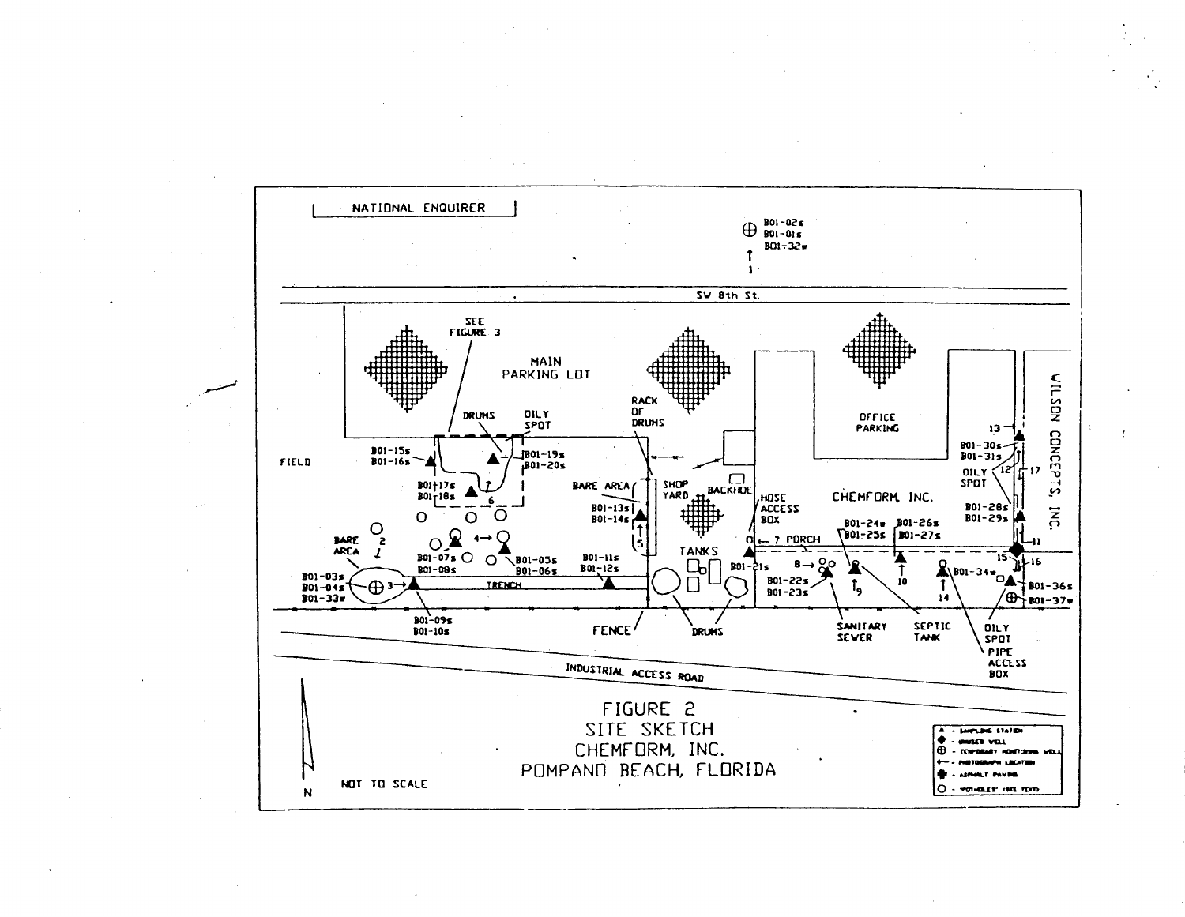NATIONAL ENQUIRER

B01-02s
B01-01s
B01-32w

SW 8th St.

SEE FIGURE 3

MAIN PARKING LOT

DRUMS

OILY SPOT

RACK OF DRUMS

OFFICE PARKING

WILSON CONCEPTS, INC.

FIELD

B01-15s
B01-16s

B01-19s
B01-20s

B01-17s
B01-18s

BARE AREA

SHOP YARD

BACKHOE

HOSE ACCESS BOX

CHEMFORM, INC.

B01-30s
B01-31s

OILY SPOT

B01-28s
B01-29s

B01-13s
B01-14s

BARE AREA

B01-07s
B01-08s

B01-05s
B01-06s

B01-11s
B01-12s

TANKS

PORCH

B01-24w
B01-25s

B01-26s
B01-27s

B01-21s

B01-22s
B01-23s

B01-34w

B01-36s
B01-37w

B01-03s
B01-04s
B01-33w

TRENCH

B01-09s
B01-10s

FENCE

DRUMS

SANITARY SEWER

SEPTIC TANK

OILY SPOT

PIPE ACCESS BOX

INDUSTRIAL ACCESS ROAD

N

NOT TO SCALE

FIGURE 2
SITE SKETCH
CHEMFORM, INC.
POMPANO BEACH, FLORIDA

▲ - SAMPLING STATION
◆ - UNUSED WELL
⊕ - TEMPORARY MONITORING WELL
← - PHOTOGRAPH LOCATION
▦ - ASPHALT PAVING
○ - "POTHOLES" (SEE TEXT)